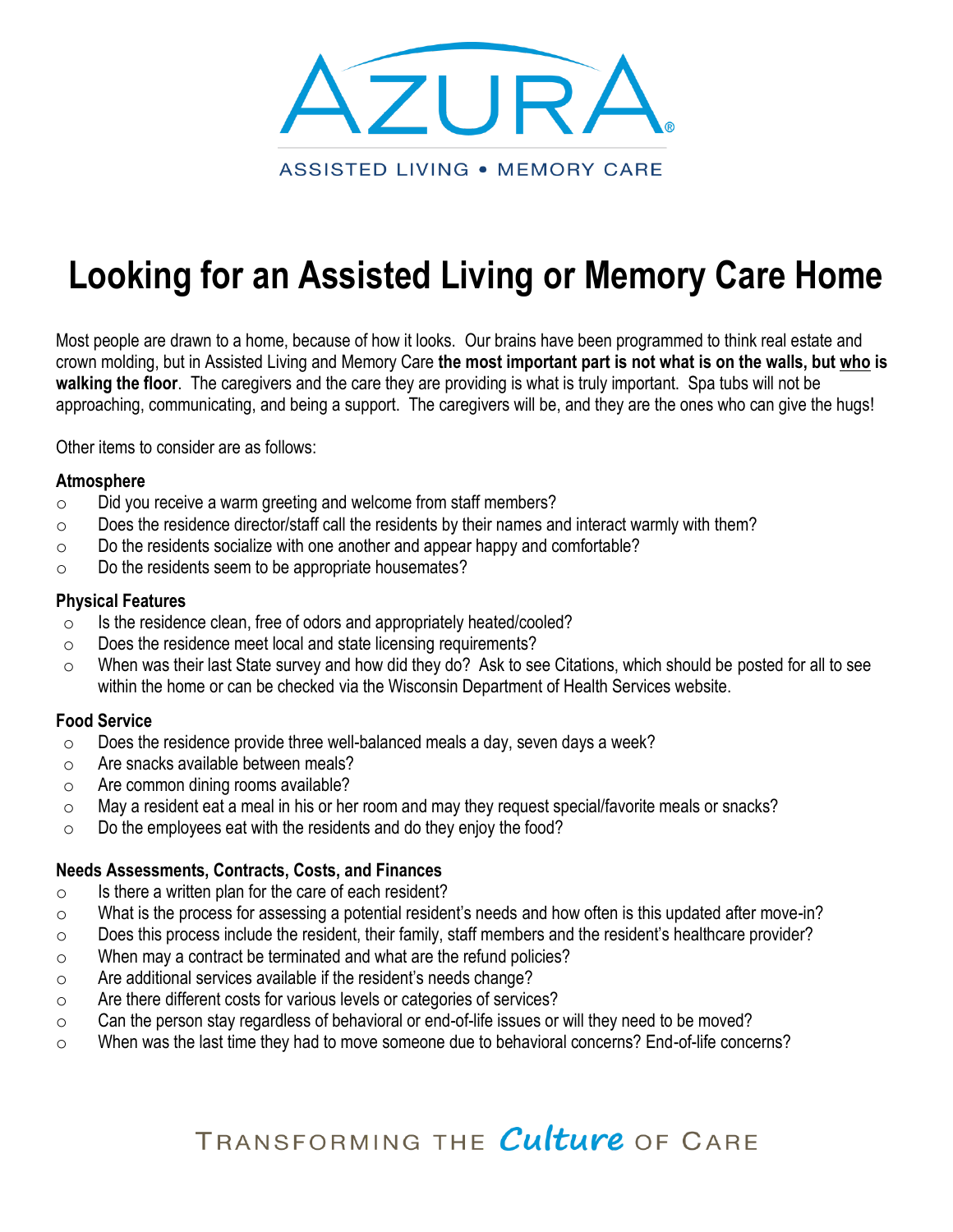AZURA

ASSISTED LIVING • MEMORY CARE

# Looking for an Assisted Living or Memory Care Home

Most people are drawn to a home, because of how it looks. Our brains have been programmed to think real estate and crown molding, but in Assisted Living and Memory Care **the most important part is not what is on the walls, but <u>who</u> is walking the floor**. The caregivers and the care they are providing is what is truly important. Spa tubs will not be approaching, communicating, and being a support. The caregivers will be, and they are the ones who can give the hugs!

Other items to consider are as follows:

**Atmosphere**

- Did you receive a warm greeting and welcome from staff members?
- Does the residence director/staff call the residents by their names and interact warmly with them?
- Do the residents socialize with one another and appear happy and comfortable?
- Do the residents seem to be appropriate housemates?

**Physical Features**

- Is the residence clean, free of odors and appropriately heated/cooled?
- Does the residence meet local and state licensing requirements?
- When was their last State survey and how did they do? Ask to see Citations, which should be posted for all to see within the home or can be checked via the Wisconsin Department of Health Services website.

**Food Service**

- Does the residence provide three well-balanced meals a day, seven days a week?
- Are snacks available between meals?
- Are common dining rooms available?
- May a resident eat a meal in his or her room and may they request special/favorite meals or snacks?
- Do the employees eat with the residents and do they enjoy the food?

**Needs Assessments, Contracts, Costs, and Finances**

- Is there a written plan for the care of each resident?
- What is the process for assessing a potential resident's needs and how often is this updated after move-in?
- Does this process include the resident, their family, staff members and the resident's healthcare provider?
- When may a contract be terminated and what are the refund policies?
- Are additional services available if the resident's needs change?
- Are there different costs for various levels or categories of services?
- Can the person stay regardless of behavioral or end-of-life issues or will they need to be moved?
- When was the last time they had to move someone due to behavioral concerns? End-of-life concerns?

TRANSFORMING THE *Culture* OF CARE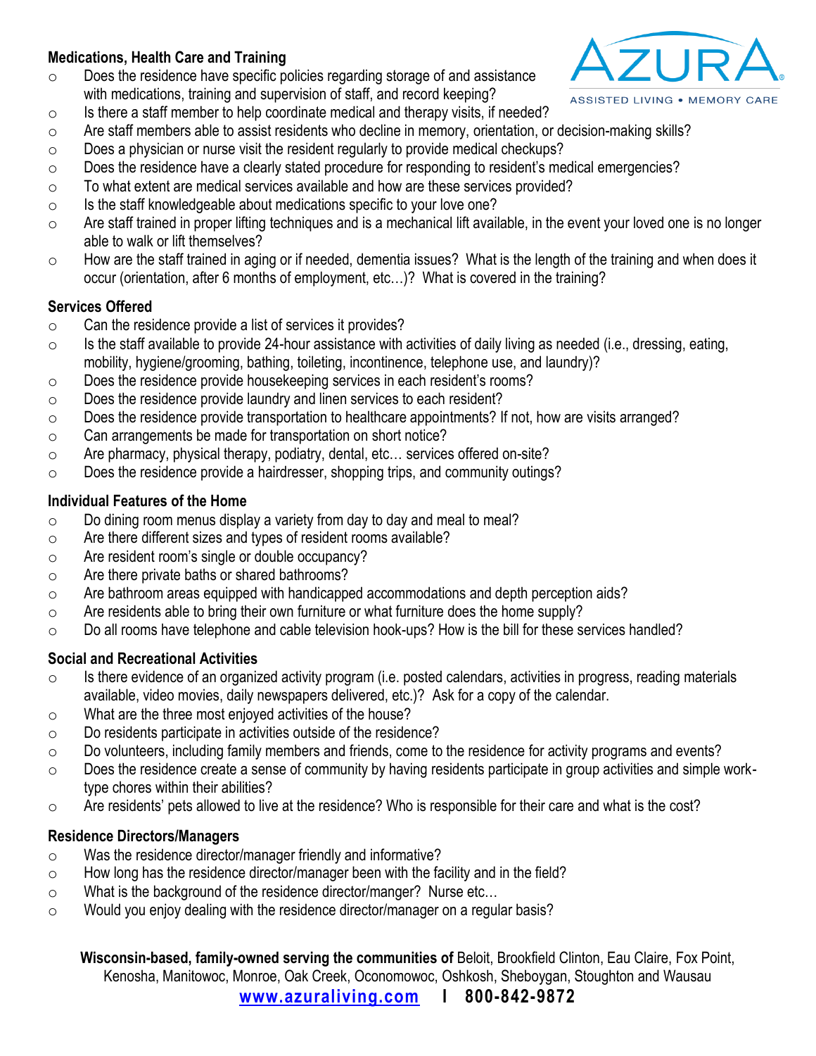AZURA
ASSISTED LIVING • MEMORY CARE

**Medications, Health Care and Training**

- Does the residence have specific policies regarding storage of and assistance with medications, training and supervision of staff, and record keeping?
- Is there a staff member to help coordinate medical and therapy visits, if needed?
- Are staff members able to assist residents who decline in memory, orientation, or decision-making skills?
- Does a physician or nurse visit the resident regularly to provide medical checkups?
- Does the residence have a clearly stated procedure for responding to resident's medical emergencies?
- To what extent are medical services available and how are these services provided?
- Is the staff knowledgeable about medications specific to your love one?
- Are staff trained in proper lifting techniques and is a mechanical lift available, in the event your loved one is no longer able to walk or lift themselves?
- How are the staff trained in aging or if needed, dementia issues? What is the length of the training and when does it occur (orientation, after 6 months of employment, etc…)? What is covered in the training?

**Services Offered**

- Can the residence provide a list of services it provides?
- Is the staff available to provide 24-hour assistance with activities of daily living as needed (i.e., dressing, eating, mobility, hygiene/grooming, bathing, toileting, incontinence, telephone use, and laundry)?
- Does the residence provide housekeeping services in each resident's rooms?
- Does the residence provide laundry and linen services to each resident?
- Does the residence provide transportation to healthcare appointments? If not, how are visits arranged?
- Can arrangements be made for transportation on short notice?
- Are pharmacy, physical therapy, podiatry, dental, etc… services offered on-site?
- Does the residence provide a hairdresser, shopping trips, and community outings?

**Individual Features of the Home**

- Do dining room menus display a variety from day to day and meal to meal?
- Are there different sizes and types of resident rooms available?
- Are resident room's single or double occupancy?
- Are there private baths or shared bathrooms?
- Are bathroom areas equipped with handicapped accommodations and depth perception aids?
- Are residents able to bring their own furniture or what furniture does the home supply?
- Do all rooms have telephone and cable television hook-ups? How is the bill for these services handled?

**Social and Recreational Activities**

- Is there evidence of an organized activity program (i.e. posted calendars, activities in progress, reading materials available, video movies, daily newspapers delivered, etc.)? Ask for a copy of the calendar.
- What are the three most enjoyed activities of the house?
- Do residents participate in activities outside of the residence?
- Do volunteers, including family members and friends, come to the residence for activity programs and events?
- Does the residence create a sense of community by having residents participate in group activities and simple work-type chores within their abilities?
- Are residents' pets allowed to live at the residence? Who is responsible for their care and what is the cost?

**Residence Directors/Managers**

- Was the residence director/manager friendly and informative?
- How long has the residence director/manager been with the facility and in the field?
- What is the background of the residence director/manger? Nurse etc…
- Would you enjoy dealing with the residence director/manager on a regular basis?

**Wisconsin-based, family-owned serving the communities of** Beloit, Brookfield Clinton, Eau Claire, Fox Point, Kenosha, Manitowoc, Monroe, Oak Creek, Oconomowoc, Oshkosh, Sheboygan, Stoughton and Wausau

**www.azuraliving.com I 800-842-9872**